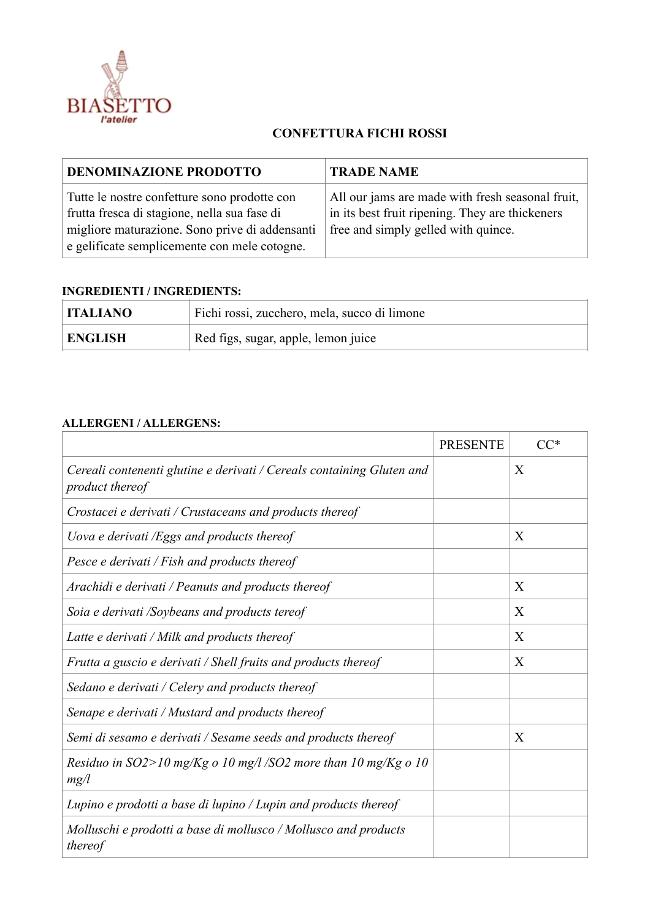BIASETTO
l'atelier

# CONFETTURA FICHI ROSSI

| DENOMINAZIONE PRODOTTO | TRADE NAME |
|---|---|
| Tutte le nostre confetture sono prodotte con frutta fresca di stagione, nella sua fase di migliore maturazione. Sono prive di addensanti e gelificate semplicemente con mele cotogne. | All our jams are made with fresh seasonal fruit, in its best fruit ripening. They are thickeners free and simply gelled with quince. |

**INGREDIENTI / INGREDIENTS:**

| ITALIANO | Fichi rossi, zucchero, mela, succo di limone |
|---|---|
| **ENGLISH** | Red figs, sugar, apple, lemon juice |

**ALLERGENI / ALLERGENS:**

| | PRESENTE | CC* |
|---|---|---|
| *Cereali contenenti glutine e derivati / Cereals containing Gluten and product thereof* | | X |
| *Crostacei e derivati / Crustaceans and products thereof* | | |
| *Uova e derivati /Eggs and products thereof* | | X |
| *Pesce e derivati / Fish and products thereof* | | |
| *Arachidi e derivati / Peanuts and products thereof* | | X |
| *Soia e derivati /Soybeans and products tereof* | | X |
| *Latte e derivati / Milk and products thereof* | | X |
| *Frutta a guscio e derivati / Shell fruits and products thereof* | | X |
| *Sedano e derivati / Celery and products thereof* | | |
| *Senape e derivati / Mustard and products thereof* | | |
| *Semi di sesamo e derivati / Sesame seeds and products thereof* | | X |
| *Residuo in SO2>10 mg/Kg o 10 mg/l /SO2 more than 10 mg/Kg o 10 mg/l* | | |
| *Lupino e prodotti a base di lupino / Lupin and products thereof* | | |
| *Molluschi e prodotti a base di mollusco / Mollusco and products thereof* | | |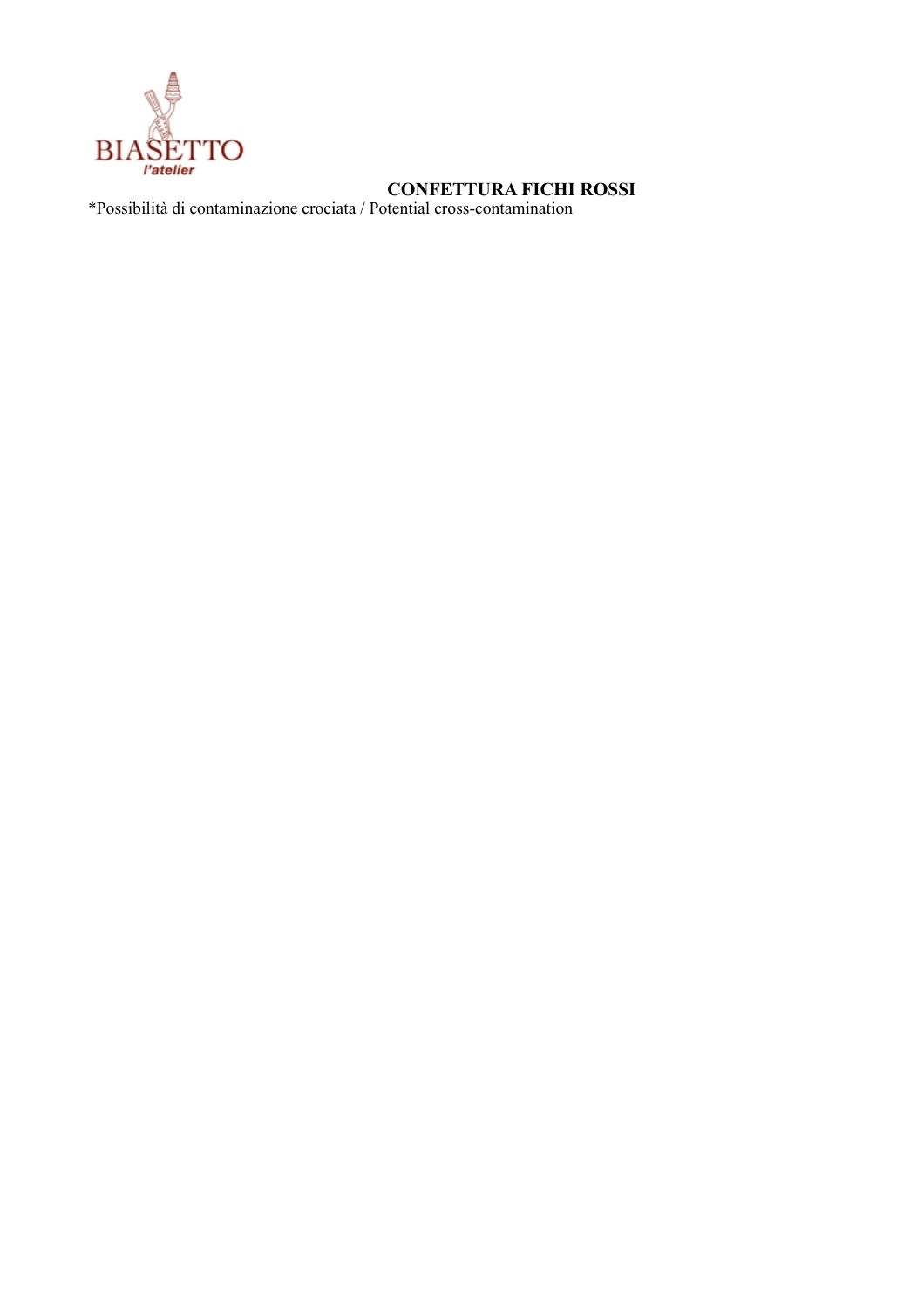BIASETTO
l'atelier

**CONFETTURA FICHI ROSSI**

*Possibilità di contaminazione crociata / Potential cross-contamination